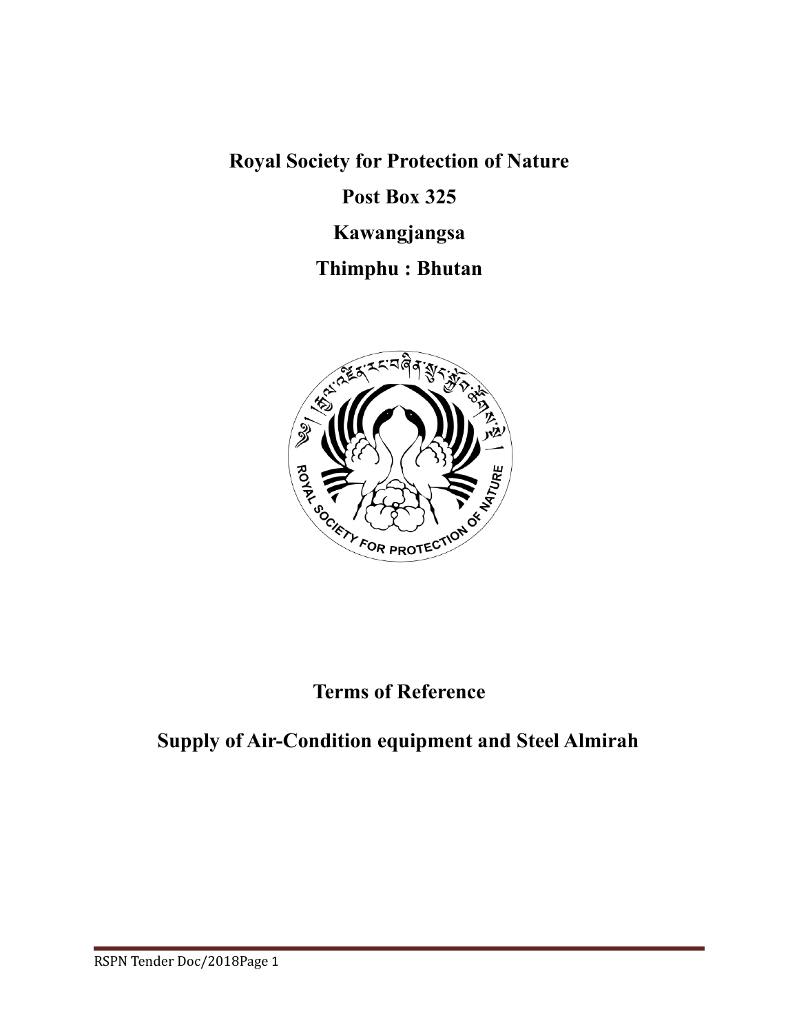**Royal Society for Protection of Nature**

**Post Box 325**

**Kawangjangsa**

**Thimphu : Bhutan**

# Terms of Reference

## Supply of Air-Condition equipment and Steel Almirah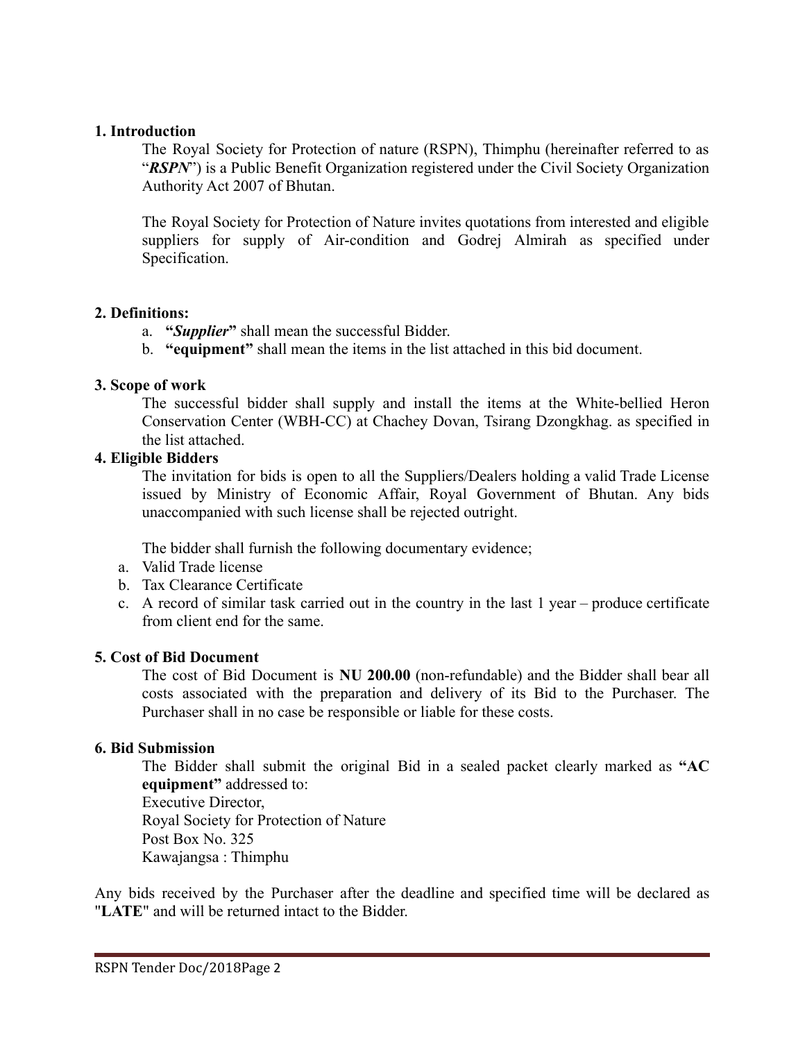## 1. Introduction

The Royal Society for Protection of nature (RSPN), Thimphu (hereinafter referred to as "***RSPN***") is a Public Benefit Organization registered under the Civil Society Organization Authority Act 2007 of Bhutan.

The Royal Society for Protection of Nature invites quotations from interested and eligible suppliers for supply of Air-condition and Godrej Almirah as specified under Specification.

## 2. Definitions:

a. **"*Supplier*"** shall mean the successful Bidder.
b. **"equipment"** shall mean the items in the list attached in this bid document.

## 3. Scope of work

The successful bidder shall supply and install the items at the White-bellied Heron Conservation Center (WBH-CC) at Chachey Dovan, Tsirang Dzongkhag. as specified in the list attached.

## 4. Eligible Bidders

The invitation for bids is open to all the Suppliers/Dealers holding a valid Trade License issued by Ministry of Economic Affair, Royal Government of Bhutan. Any bids unaccompanied with such license shall be rejected outright.

The bidder shall furnish the following documentary evidence;

a. Valid Trade license
b. Tax Clearance Certificate
c. A record of similar task carried out in the country in the last 1 year – produce certificate from client end for the same.

## 5. Cost of Bid Document

The cost of Bid Document is **NU 200.00** (non-refundable) and the Bidder shall bear all costs associated with the preparation and delivery of its Bid to the Purchaser. The Purchaser shall in no case be responsible or liable for these costs.

## 6. Bid Submission

The Bidder shall submit the original Bid in a sealed packet clearly marked as **"AC equipment"** addressed to:
Executive Director,
Royal Society for Protection of Nature
Post Box No. 325
Kawajangsa : Thimphu

Any bids received by the Purchaser after the deadline and specified time will be declared as "**LATE**" and will be returned intact to the Bidder.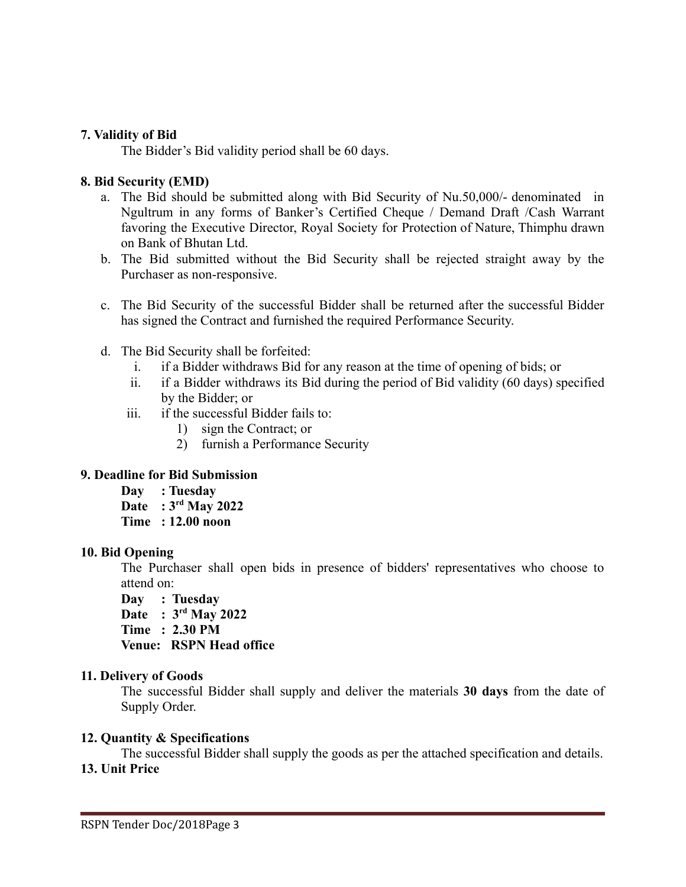**7. Validity of Bid**

The Bidder's Bid validity period shall be 60 days.

**8. Bid Security (EMD)**

a. The Bid should be submitted along with Bid Security of Nu.50,000/- denominated in Ngultrum in any forms of Banker's Certified Cheque / Demand Draft /Cash Warrant favoring the Executive Director, Royal Society for Protection of Nature, Thimphu drawn on Bank of Bhutan Ltd.

b. The Bid submitted without the Bid Security shall be rejected straight away by the Purchaser as non-responsive.

c. The Bid Security of the successful Bidder shall be returned after the successful Bidder has signed the Contract and furnished the required Performance Security.

d. The Bid Security shall be forfeited:

   i. if a Bidder withdraws Bid for any reason at the time of opening of bids; or

   ii. if a Bidder withdraws its Bid during the period of Bid validity (60 days) specified by the Bidder; or

   iii. if the successful Bidder fails to:

      1) sign the Contract; or

      2) furnish a Performance Security

**9. Deadline for Bid Submission**

**Day : Tuesday**
**Date : 3rd May 2022**
**Time : 12.00 noon**

**10. Bid Opening**

The Purchaser shall open bids in presence of bidders' representatives who choose to attend on:

**Day : Tuesday**
**Date : 3rd May 2022**
**Time : 2.30 PM**
**Venue: RSPN Head office**

**11. Delivery of Goods**

The successful Bidder shall supply and deliver the materials **30 days** from the date of Supply Order.

**12. Quantity & Specifications**

The successful Bidder shall supply the goods as per the attached specification and details.

**13. Unit Price**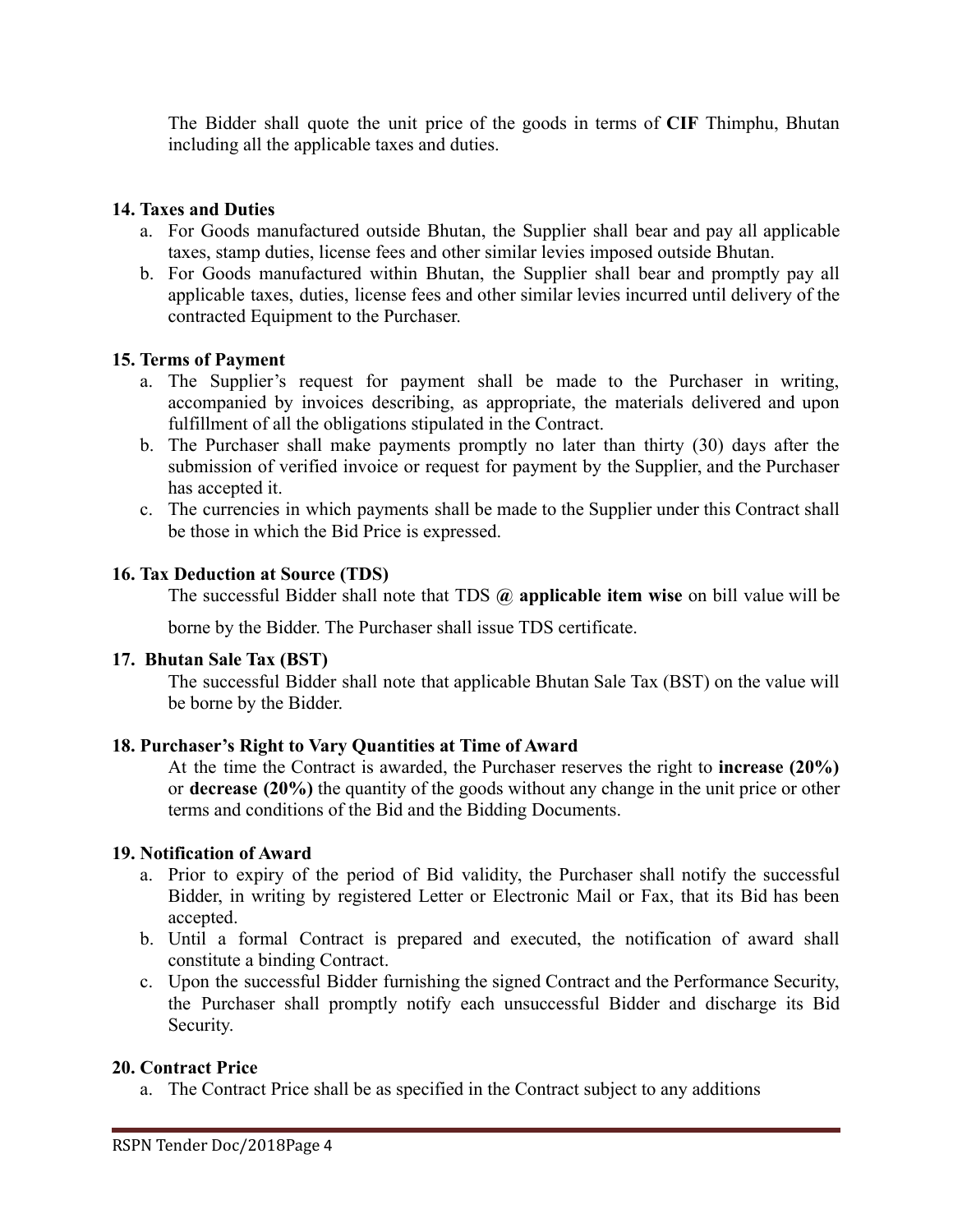The Bidder shall quote the unit price of the goods in terms of **CIF** Thimphu, Bhutan including all the applicable taxes and duties.

### 14. Taxes and Duties

a. For Goods manufactured outside Bhutan, the Supplier shall bear and pay all applicable taxes, stamp duties, license fees and other similar levies imposed outside Bhutan.
b. For Goods manufactured within Bhutan, the Supplier shall bear and promptly pay all applicable taxes, duties, license fees and other similar levies incurred until delivery of the contracted Equipment to the Purchaser.

### 15. Terms of Payment

a. The Supplier's request for payment shall be made to the Purchaser in writing, accompanied by invoices describing, as appropriate, the materials delivered and upon fulfillment of all the obligations stipulated in the Contract.
b. The Purchaser shall make payments promptly no later than thirty (30) days after the submission of verified invoice or request for payment by the Supplier, and the Purchaser has accepted it.
c. The currencies in which payments shall be made to the Supplier under this Contract shall be those in which the Bid Price is expressed.

### 16. Tax Deduction at Source (TDS)

The successful Bidder shall note that TDS **@ applicable item wise** on bill value will be borne by the Bidder. The Purchaser shall issue TDS certificate.

### 17. Bhutan Sale Tax (BST)

The successful Bidder shall note that applicable Bhutan Sale Tax (BST) on the value will be borne by the Bidder.

### 18. Purchaser's Right to Vary Quantities at Time of Award

At the time the Contract is awarded, the Purchaser reserves the right to **increase (20%)** or **decrease (20%)** the quantity of the goods without any change in the unit price or other terms and conditions of the Bid and the Bidding Documents.

### 19. Notification of Award

a. Prior to expiry of the period of Bid validity, the Purchaser shall notify the successful Bidder, in writing by registered Letter or Electronic Mail or Fax, that its Bid has been accepted.
b. Until a formal Contract is prepared and executed, the notification of award shall constitute a binding Contract.
c. Upon the successful Bidder furnishing the signed Contract and the Performance Security, the Purchaser shall promptly notify each unsuccessful Bidder and discharge its Bid Security.

### 20. Contract Price

a. The Contract Price shall be as specified in the Contract subject to any additions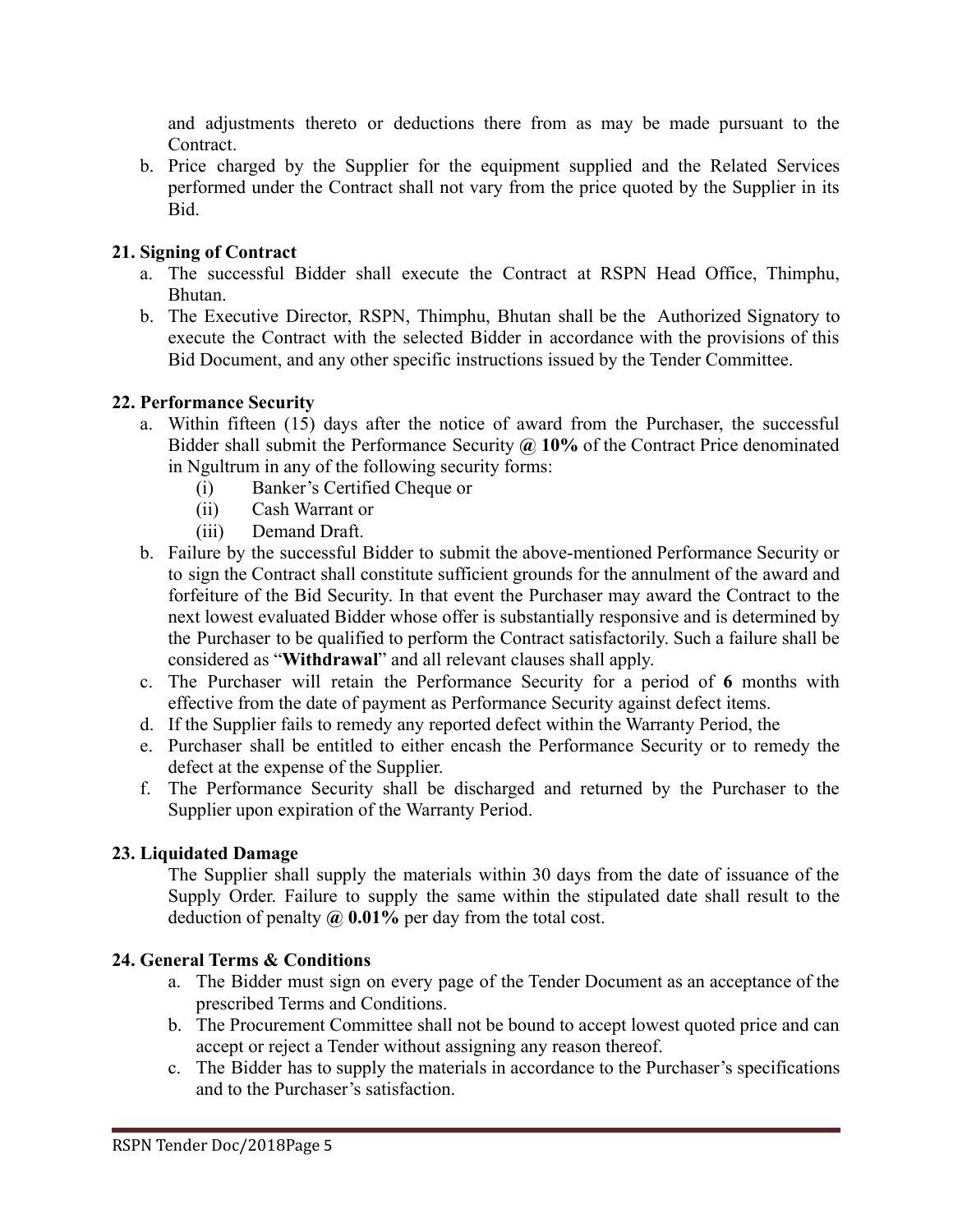and adjustments thereto or deductions there from as may be made pursuant to the Contract.

b. Price charged by the Supplier for the equipment supplied and the Related Services performed under the Contract shall not vary from the price quoted by the Supplier in its Bid.

### 21. Signing of Contract

a. The successful Bidder shall execute the Contract at RSPN Head Office, Thimphu, Bhutan.
b. The Executive Director, RSPN, Thimphu, Bhutan shall be the Authorized Signatory to execute the Contract with the selected Bidder in accordance with the provisions of this Bid Document, and any other specific instructions issued by the Tender Committee.

### 22. Performance Security

a. Within fifteen (15) days after the notice of award from the Purchaser, the successful Bidder shall submit the Performance Security **@ 10%** of the Contract Price denominated in Ngultrum in any of the following security forms:
   (i) Banker's Certified Cheque or
   (ii) Cash Warrant or
   (iii) Demand Draft.
b. Failure by the successful Bidder to submit the above-mentioned Performance Security or to sign the Contract shall constitute sufficient grounds for the annulment of the award and forfeiture of the Bid Security. In that event the Purchaser may award the Contract to the next lowest evaluated Bidder whose offer is substantially responsive and is determined by the Purchaser to be qualified to perform the Contract satisfactorily. Such a failure shall be considered as "**Withdrawal**" and all relevant clauses shall apply.
c. The Purchaser will retain the Performance Security for a period of **6** months with effective from the date of payment as Performance Security against defect items.
d. If the Supplier fails to remedy any reported defect within the Warranty Period, the
e. Purchaser shall be entitled to either encash the Performance Security or to remedy the defect at the expense of the Supplier.
f. The Performance Security shall be discharged and returned by the Purchaser to the Supplier upon expiration of the Warranty Period.

### 23. Liquidated Damage

The Supplier shall supply the materials within 30 days from the date of issuance of the Supply Order. Failure to supply the same within the stipulated date shall result to the deduction of penalty **@ 0.01%** per day from the total cost.

### 24. General Terms & Conditions

a. The Bidder must sign on every page of the Tender Document as an acceptance of the prescribed Terms and Conditions.
b. The Procurement Committee shall not be bound to accept lowest quoted price and can accept or reject a Tender without assigning any reason thereof.
c. The Bidder has to supply the materials in accordance to the Purchaser's specifications and to the Purchaser's satisfaction.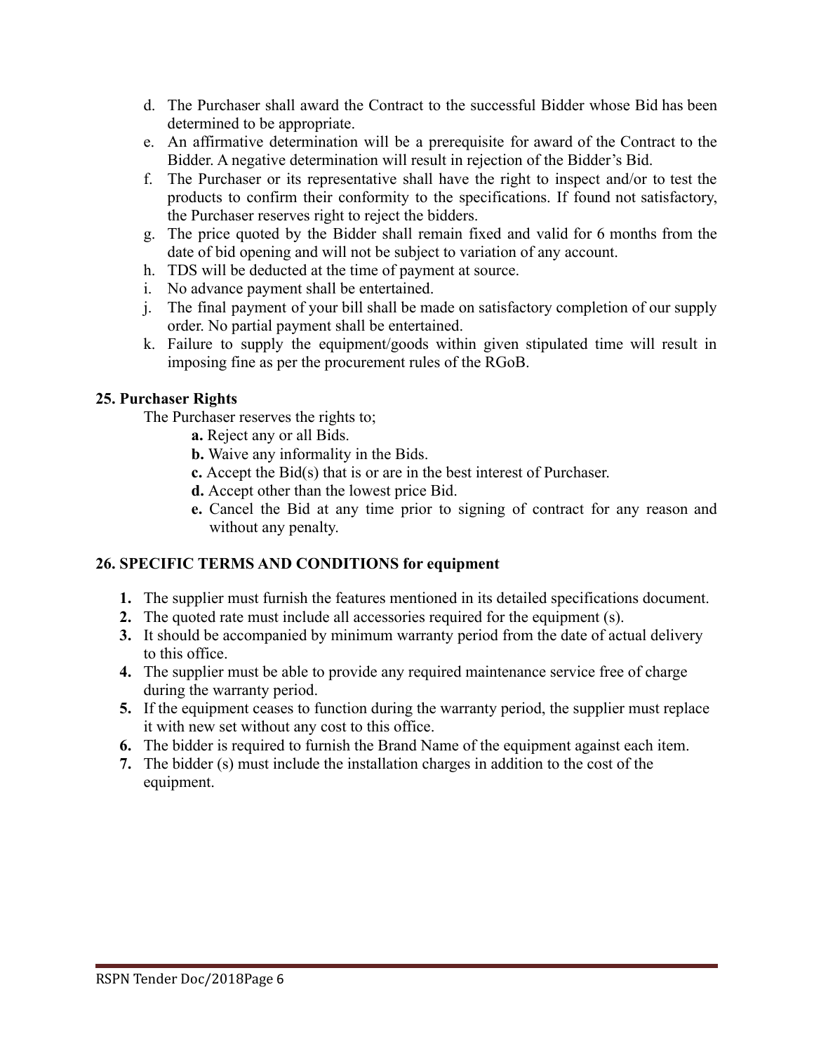d. The Purchaser shall award the Contract to the successful Bidder whose Bid has been determined to be appropriate.
e. An affirmative determination will be a prerequisite for award of the Contract to the Bidder. A negative determination will result in rejection of the Bidder's Bid.
f. The Purchaser or its representative shall have the right to inspect and/or to test the products to confirm their conformity to the specifications. If found not satisfactory, the Purchaser reserves right to reject the bidders.
g. The price quoted by the Bidder shall remain fixed and valid for 6 months from the date of bid opening and will not be subject to variation of any account.
h. TDS will be deducted at the time of payment at source.
i. No advance payment shall be entertained.
j. The final payment of your bill shall be made on satisfactory completion of our supply order. No partial payment shall be entertained.
k. Failure to supply the equipment/goods within given stipulated time will result in imposing fine as per the procurement rules of the RGoB.

**25. Purchaser Rights**

The Purchaser reserves the rights to;

**a.** Reject any or all Bids.
**b.** Waive any informality in the Bids.
**c.** Accept the Bid(s) that is or are in the best interest of Purchaser.
**d.** Accept other than the lowest price Bid.
**e.** Cancel the Bid at any time prior to signing of contract for any reason and without any penalty.

**26. SPECIFIC TERMS AND CONDITIONS for equipment**

1. The supplier must furnish the features mentioned in its detailed specifications document.
2. The quoted rate must include all accessories required for the equipment (s).
3. It should be accompanied by minimum warranty period from the date of actual delivery to this office.
4. The supplier must be able to provide any required maintenance service free of charge during the warranty period.
5. If the equipment ceases to function during the warranty period, the supplier must replace it with new set without any cost to this office.
6. The bidder is required to furnish the Brand Name of the equipment against each item.
7. The bidder (s) must include the installation charges in addition to the cost of the equipment.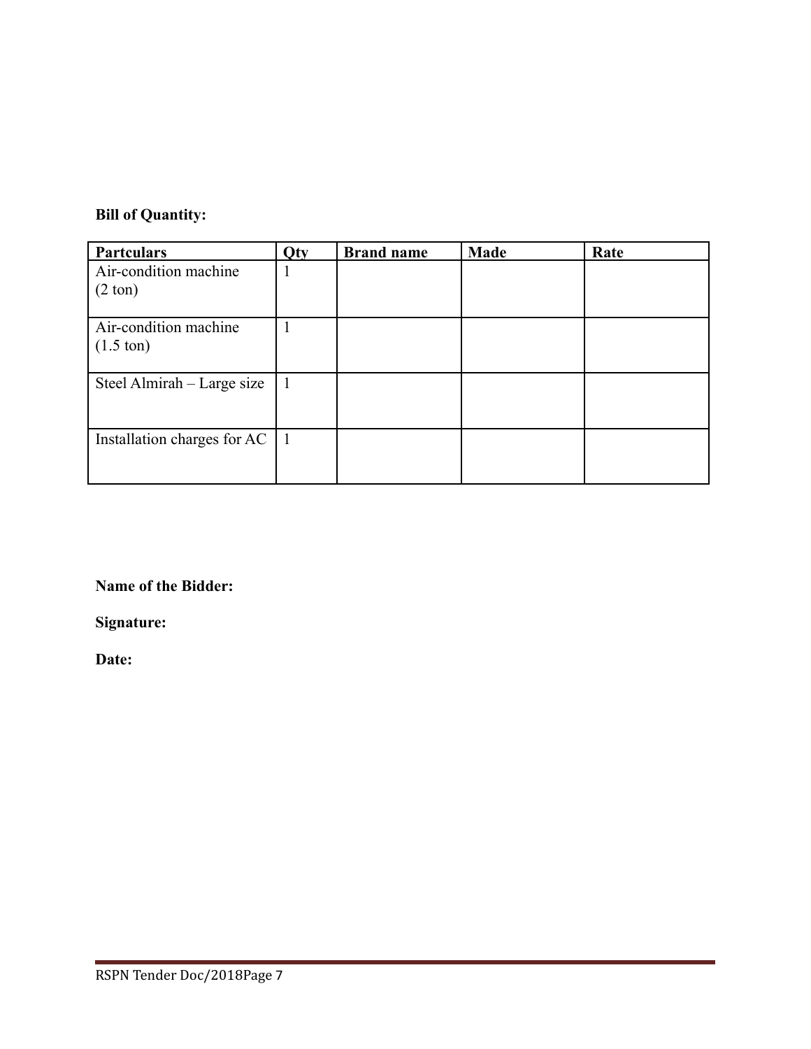**Bill of Quantity:**

| Partculars | Qty | Brand name | Made | Rate |
|---|---|---|---|---|
| Air-condition machine (2 ton) | 1 | | | |
| Air-condition machine (1.5 ton) | 1 | | | |
| Steel Almirah – Large size | 1 | | | |
| Installation charges for AC | 1 | | | |

**Name of the Bidder:**

**Signature:**

**Date:**